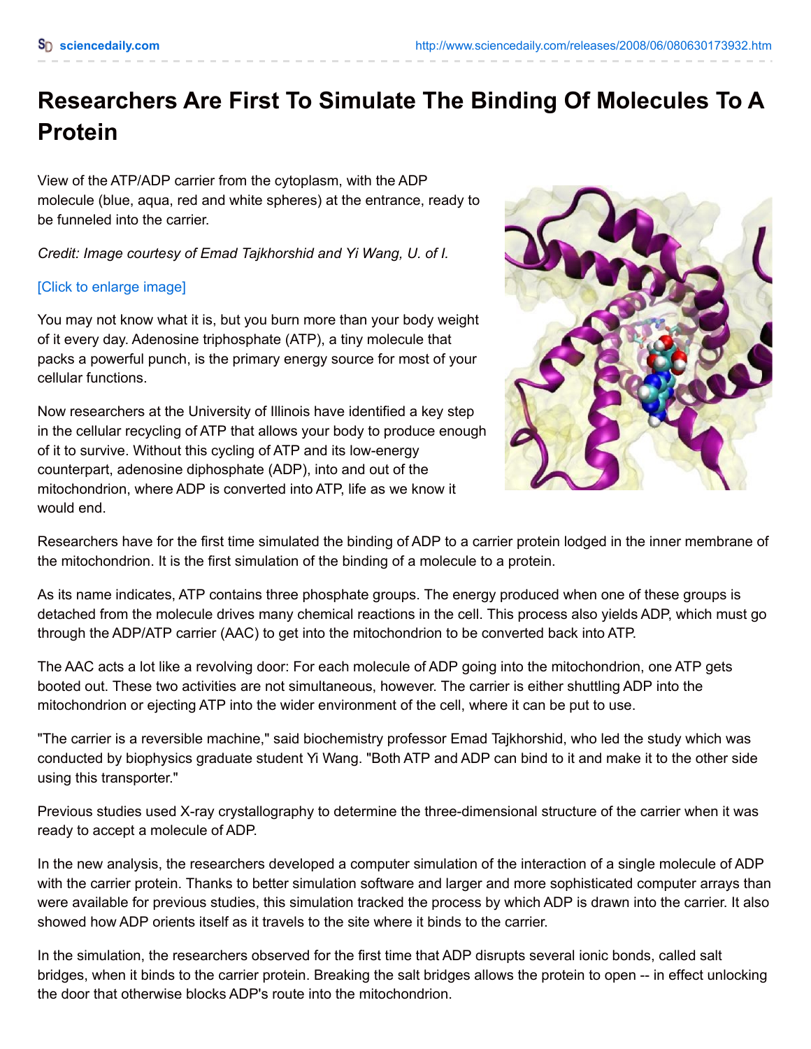# Researchers Are First To Simulate The Binding Of Molecules To A Protein

View of the ATP/ADP carrier from the cytoplasm, with the ADP molecule (blue, aqua, red and white spheres) at the entrance, ready to be funneled into the carrier.

*Credit: Image courtesy of Emad Tajkhorshid and Yi Wang, U. of I.*

[Click to enlarge image]

You may not know what it is, but you burn more than your body weight of it every day. Adenosine triphosphate (ATP), a tiny molecule that packs a powerful punch, is the primary energy source for most of your cellular functions.

Now researchers at the University of Illinois have identified a key step in the cellular recycling of ATP that allows your body to produce enough of it to survive. Without this cycling of ATP and its low-energy counterpart, adenosine diphosphate (ADP), into and out of the mitochondrion, where ADP is converted into ATP, life as we know it would end.

Researchers have for the first time simulated the binding of ADP to a carrier protein lodged in the inner membrane of the mitochondrion. It is the first simulation of the binding of a molecule to a protein.

As its name indicates, ATP contains three phosphate groups. The energy produced when one of these groups is detached from the molecule drives many chemical reactions in the cell. This process also yields ADP, which must go through the ADP/ATP carrier (AAC) to get into the mitochondrion to be converted back into ATP.

The AAC acts a lot like a revolving door: For each molecule of ADP going into the mitochondrion, one ATP gets booted out. These two activities are not simultaneous, however. The carrier is either shuttling ADP into the mitochondrion or ejecting ATP into the wider environment of the cell, where it can be put to use.

"The carrier is a reversible machine," said biochemistry professor Emad Tajkhorshid, who led the study which was conducted by biophysics graduate student Yi Wang. "Both ATP and ADP can bind to it and make it to the other side using this transporter."

Previous studies used X-ray crystallography to determine the three-dimensional structure of the carrier when it was ready to accept a molecule of ADP.

In the new analysis, the researchers developed a computer simulation of the interaction of a single molecule of ADP with the carrier protein. Thanks to better simulation software and larger and more sophisticated computer arrays than were available for previous studies, this simulation tracked the process by which ADP is drawn into the carrier. It also showed how ADP orients itself as it travels to the site where it binds to the carrier.

In the simulation, the researchers observed for the first time that ADP disrupts several ionic bonds, called salt bridges, when it binds to the carrier protein. Breaking the salt bridges allows the protein to open -- in effect unlocking the door that otherwise blocks ADP's route into the mitochondrion.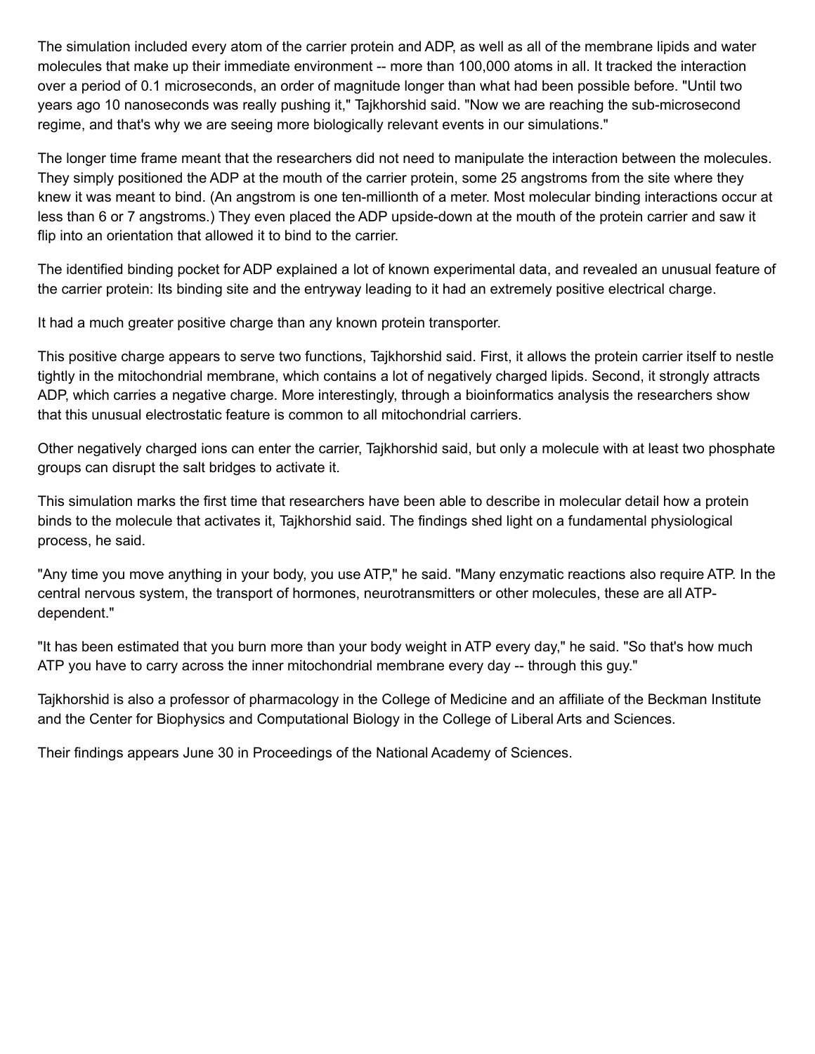The simulation included every atom of the carrier protein and ADP, as well as all of the membrane lipids and water molecules that make up their immediate environment -- more than 100,000 atoms in all. It tracked the interaction over a period of 0.1 microseconds, an order of magnitude longer than what had been possible before. "Until two years ago 10 nanoseconds was really pushing it," Tajkhorshid said. "Now we are reaching the sub-microsecond regime, and that's why we are seeing more biologically relevant events in our simulations."

The longer time frame meant that the researchers did not need to manipulate the interaction between the molecules. They simply positioned the ADP at the mouth of the carrier protein, some 25 angstroms from the site where they knew it was meant to bind. (An angstrom is one ten-millionth of a meter. Most molecular binding interactions occur at less than 6 or 7 angstroms.) They even placed the ADP upside-down at the mouth of the protein carrier and saw it flip into an orientation that allowed it to bind to the carrier.

The identified binding pocket for ADP explained a lot of known experimental data, and revealed an unusual feature of the carrier protein: Its binding site and the entryway leading to it had an extremely positive electrical charge.

It had a much greater positive charge than any known protein transporter.

This positive charge appears to serve two functions, Tajkhorshid said. First, it allows the protein carrier itself to nestle tightly in the mitochondrial membrane, which contains a lot of negatively charged lipids. Second, it strongly attracts ADP, which carries a negative charge. More interestingly, through a bioinformatics analysis the researchers show that this unusual electrostatic feature is common to all mitochondrial carriers.

Other negatively charged ions can enter the carrier, Tajkhorshid said, but only a molecule with at least two phosphate groups can disrupt the salt bridges to activate it.

This simulation marks the first time that researchers have been able to describe in molecular detail how a protein binds to the molecule that activates it, Tajkhorshid said. The findings shed light on a fundamental physiological process, he said.

"Any time you move anything in your body, you use ATP," he said. "Many enzymatic reactions also require ATP. In the central nervous system, the transport of hormones, neurotransmitters or other molecules, these are all ATP-dependent."

"It has been estimated that you burn more than your body weight in ATP every day," he said. "So that's how much ATP you have to carry across the inner mitochondrial membrane every day -- through this guy."

Tajkhorshid is also a professor of pharmacology in the College of Medicine and an affiliate of the Beckman Institute and the Center for Biophysics and Computational Biology in the College of Liberal Arts and Sciences.

Their findings appears June 30 in Proceedings of the National Academy of Sciences.